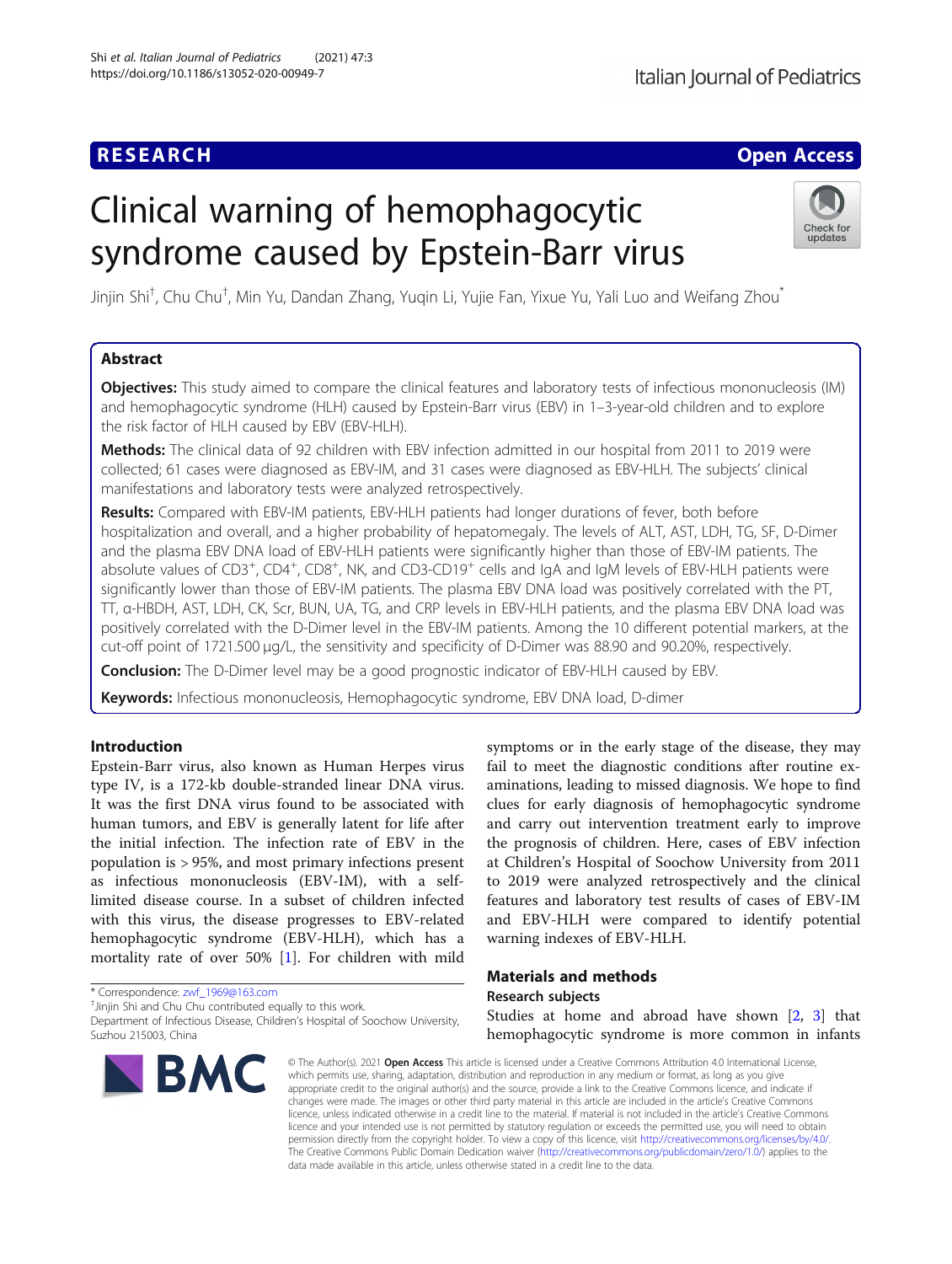RESEARCH

Open Access

# Clinical warning of hemophagocytic syndrome caused by Epstein-Barr virus

Jinjin Shi†, Chu Chu†, Min Yu, Dandan Zhang, Yuqin Li, Yujie Fan, Yixue Yu, Yali Luo and Weifang Zhou*

## Abstract

**Objectives:** This study aimed to compare the clinical features and laboratory tests of infectious mononucleosis (IM) and hemophagocytic syndrome (HLH) caused by Epstein-Barr virus (EBV) in 1–3-year-old children and to explore the risk factor of HLH caused by EBV (EBV-HLH).

**Methods:** The clinical data of 92 children with EBV infection admitted in our hospital from 2011 to 2019 were collected; 61 cases were diagnosed as EBV-IM, and 31 cases were diagnosed as EBV-HLH. The subjects' clinical manifestations and laboratory tests were analyzed retrospectively.

**Results:** Compared with EBV-IM patients, EBV-HLH patients had longer durations of fever, both before hospitalization and overall, and a higher probability of hepatomegaly. The levels of ALT, AST, LDH, TG, SF, D-Dimer and the plasma EBV DNA load of EBV-HLH patients were significantly higher than those of EBV-IM patients. The absolute values of $CD3^+$, $CD4^+$, $CD8^+$, NK, and CD3-$CD19^+$ cells and IgA and IgM levels of EBV-HLH patients were significantly lower than those of EBV-IM patients. The plasma EBV DNA load was positively correlated with the PT, TT, α-HBDH, AST, LDH, CK, Scr, BUN, UA, TG, and CRP levels in EBV-HLH patients, and the plasma EBV DNA load was positively correlated with the D-Dimer level in the EBV-IM patients. Among the 10 different potential markers, at the cut-off point of 1721.500 μg/L, the sensitivity and specificity of D-Dimer was 88.90 and 90.20%, respectively.

**Conclusion:** The D-Dimer level may be a good prognostic indicator of EBV-HLH caused by EBV.

**Keywords:** Infectious mononucleosis, Hemophagocytic syndrome, EBV DNA load, D-dimer

## Introduction

Epstein-Barr virus, also known as Human Herpes virus type IV, is a 172-kb double-stranded linear DNA virus. It was the first DNA virus found to be associated with human tumors, and EBV is generally latent for life after the initial infection. The infection rate of EBV in the population is > 95%, and most primary infections present as infectious mononucleosis (EBV-IM), with a self-limited disease course. In a subset of children infected with this virus, the disease progresses to EBV-related hemophagocytic syndrome (EBV-HLH), which has a mortality rate of over 50% [1]. For children with mild symptoms or in the early stage of the disease, they may fail to meet the diagnostic conditions after routine examinations, leading to missed diagnosis. We hope to find clues for early diagnosis of hemophagocytic syndrome and carry out intervention treatment early to improve the prognosis of children. Here, cases of EBV infection at Children's Hospital of Soochow University from 2011 to 2019 were analyzed retrospectively and the clinical features and laboratory test results of cases of EBV-IM and EBV-HLH were compared to identify potential warning indexes of EBV-HLH.

## Materials and methods

### Research subjects

Studies at home and abroad have shown [2, 3] that hemophagocytic syndrome is more common in infants

\* Correspondence: zwf_1969@163.com

†Jinjin Shi and Chu Chu contributed equally to this work.

Department of Infectious Disease, Children's Hospital of Soochow University, Suzhou 215003, China

© The Author(s). 2021 **Open Access** This article is licensed under a Creative Commons Attribution 4.0 International License, which permits use, sharing, adaptation, distribution and reproduction in any medium or format, as long as you give appropriate credit to the original author(s) and the source, provide a link to the Creative Commons licence, and indicate if changes were made. The images or other third party material in this article are included in the article's Creative Commons licence, unless indicated otherwise in a credit line to the material. If material is not included in the article's Creative Commons licence and your intended use is not permitted by statutory regulation or exceeds the permitted use, you will need to obtain permission directly from the copyright holder. To view a copy of this licence, visit http://creativecommons.org/licenses/by/4.0/. The Creative Commons Public Domain Dedication waiver (http://creativecommons.org/publicdomain/zero/1.0/) applies to the data made available in this article, unless otherwise stated in a credit line to the data.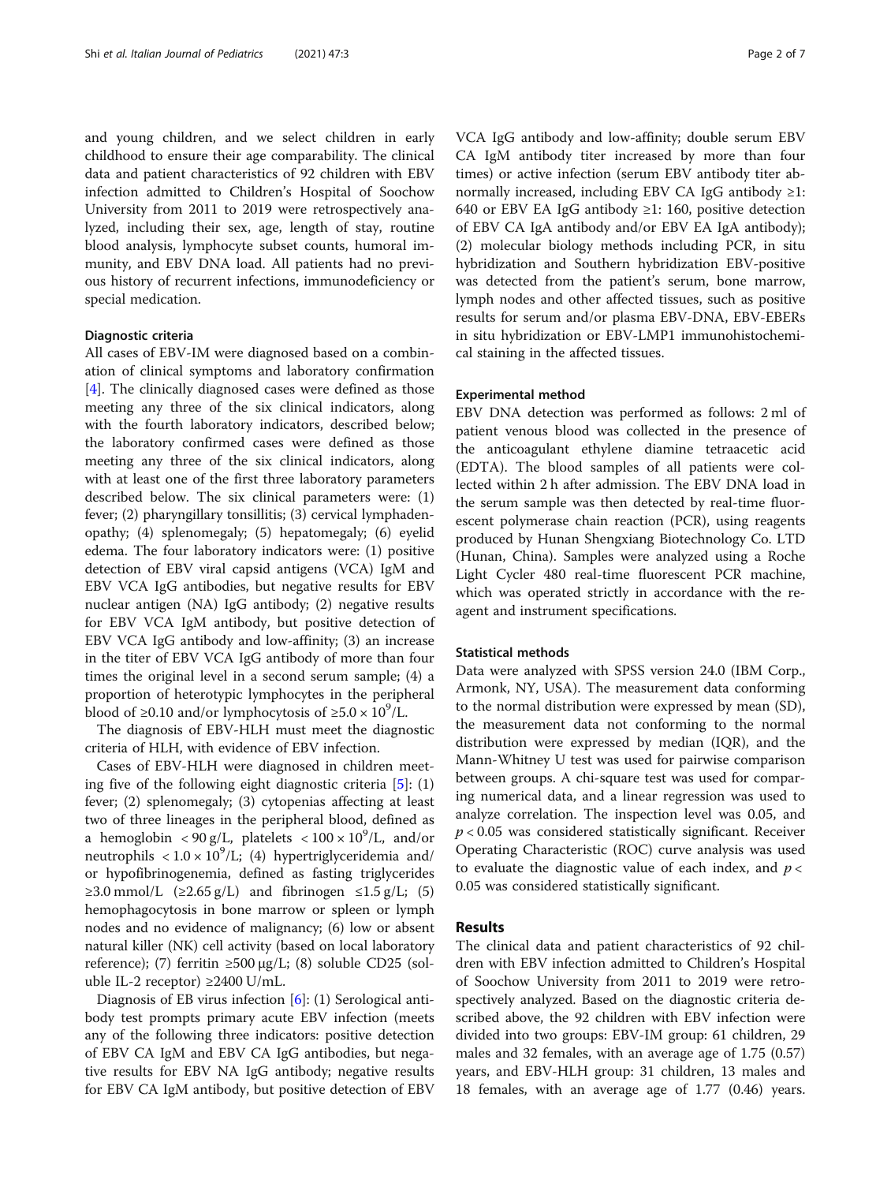and young children, and we select children in early childhood to ensure their age comparability. The clinical data and patient characteristics of 92 children with EBV infection admitted to Children's Hospital of Soochow University from 2011 to 2019 were retrospectively analyzed, including their sex, age, length of stay, routine blood analysis, lymphocyte subset counts, humoral immunity, and EBV DNA load. All patients had no previous history of recurrent infections, immunodeficiency or special medication.

### Diagnostic criteria

All cases of EBV-IM were diagnosed based on a combination of clinical symptoms and laboratory confirmation [4]. The clinically diagnosed cases were defined as those meeting any three of the six clinical indicators, along with the fourth laboratory indicators, described below; the laboratory confirmed cases were defined as those meeting any three of the six clinical indicators, along with at least one of the first three laboratory parameters described below. The six clinical parameters were: (1) fever; (2) pharyngillary tonsillitis; (3) cervical lymphadenopathy; (4) splenomegaly; (5) hepatomegaly; (6) eyelid edema. The four laboratory indicators were: (1) positive detection of EBV viral capsid antigens (VCA) IgM and EBV VCA IgG antibodies, but negative results for EBV nuclear antigen (NA) IgG antibody; (2) negative results for EBV VCA IgM antibody, but positive detection of EBV VCA IgG antibody and low-affinity; (3) an increase in the titer of EBV VCA IgG antibody of more than four times the original level in a second serum sample; (4) a proportion of heterotypic lymphocytes in the peripheral blood of ≥0.10 and/or lymphocytosis of $\geq 5.0 \times 10^9$/L.

The diagnosis of EBV-HLH must meet the diagnostic criteria of HLH, with evidence of EBV infection.

Cases of EBV-HLH were diagnosed in children meeting five of the following eight diagnostic criteria [5]: (1) fever; (2) splenomegaly; (3) cytopenias affecting at least two of three lineages in the peripheral blood, defined as a hemoglobin < 90 g/L, platelets $< 100 \times 10^9$/L, and/or neutrophils $< 1.0 \times 10^9$/L; (4) hypertriglyceridemia and/or hypofibrinogenemia, defined as fasting triglycerides ≥3.0 mmol/L (≥2.65 g/L) and fibrinogen ≤1.5 g/L; (5) hemophagocytosis in bone marrow or spleen or lymph nodes and no evidence of malignancy; (6) low or absent natural killer (NK) cell activity (based on local laboratory reference); (7) ferritin ≥500 μg/L; (8) soluble CD25 (soluble IL-2 receptor) ≥2400 U/mL.

Diagnosis of EB virus infection [6]: (1) Serological antibody test prompts primary acute EBV infection (meets any of the following three indicators: positive detection of EBV CA IgM and EBV CA IgG antibodies, but negative results for EBV NA IgG antibody; negative results for EBV CA IgM antibody, but positive detection of EBV VCA IgG antibody and low-affinity; double serum EBV CA IgM antibody titer increased by more than four times) or active infection (serum EBV antibody titer abnormally increased, including EBV CA IgG antibody ≥1: 640 or EBV EA IgG antibody ≥1: 160, positive detection of EBV CA IgA antibody and/or EBV EA IgA antibody); (2) molecular biology methods including PCR, in situ hybridization and Southern hybridization EBV-positive was detected from the patient's serum, bone marrow, lymph nodes and other affected tissues, such as positive results for serum and/or plasma EBV-DNA, EBV-EBERs in situ hybridization or EBV-LMP1 immunohistochemical staining in the affected tissues.

### Experimental method

EBV DNA detection was performed as follows: 2 ml of patient venous blood was collected in the presence of the anticoagulant ethylene diamine tetraacetic acid (EDTA). The blood samples of all patients were collected within 2 h after admission. The EBV DNA load in the serum sample was then detected by real-time fluorescent polymerase chain reaction (PCR), using reagents produced by Hunan Shengxiang Biotechnology Co. LTD (Hunan, China). Samples were analyzed using a Roche Light Cycler 480 real-time fluorescent PCR machine, which was operated strictly in accordance with the reagent and instrument specifications.

### Statistical methods

Data were analyzed with SPSS version 24.0 (IBM Corp., Armonk, NY, USA). The measurement data conforming to the normal distribution were expressed by mean (SD), the measurement data not conforming to the normal distribution were expressed by median (IQR), and the Mann-Whitney U test was used for pairwise comparison between groups. A chi-square test was used for comparing numerical data, and a linear regression was used to analyze correlation. The inspection level was 0.05, and $p < 0.05$ was considered statistically significant. Receiver Operating Characteristic (ROC) curve analysis was used to evaluate the diagnostic value of each index, and $p < 0.05$ was considered statistically significant.

## Results

The clinical data and patient characteristics of 92 children with EBV infection admitted to Children's Hospital of Soochow University from 2011 to 2019 were retrospectively analyzed. Based on the diagnostic criteria described above, the 92 children with EBV infection were divided into two groups: EBV-IM group: 61 children, 29 males and 32 females, with an average age of 1.75 (0.57) years, and EBV-HLH group: 31 children, 13 males and 18 females, with an average age of 1.77 (0.46) years.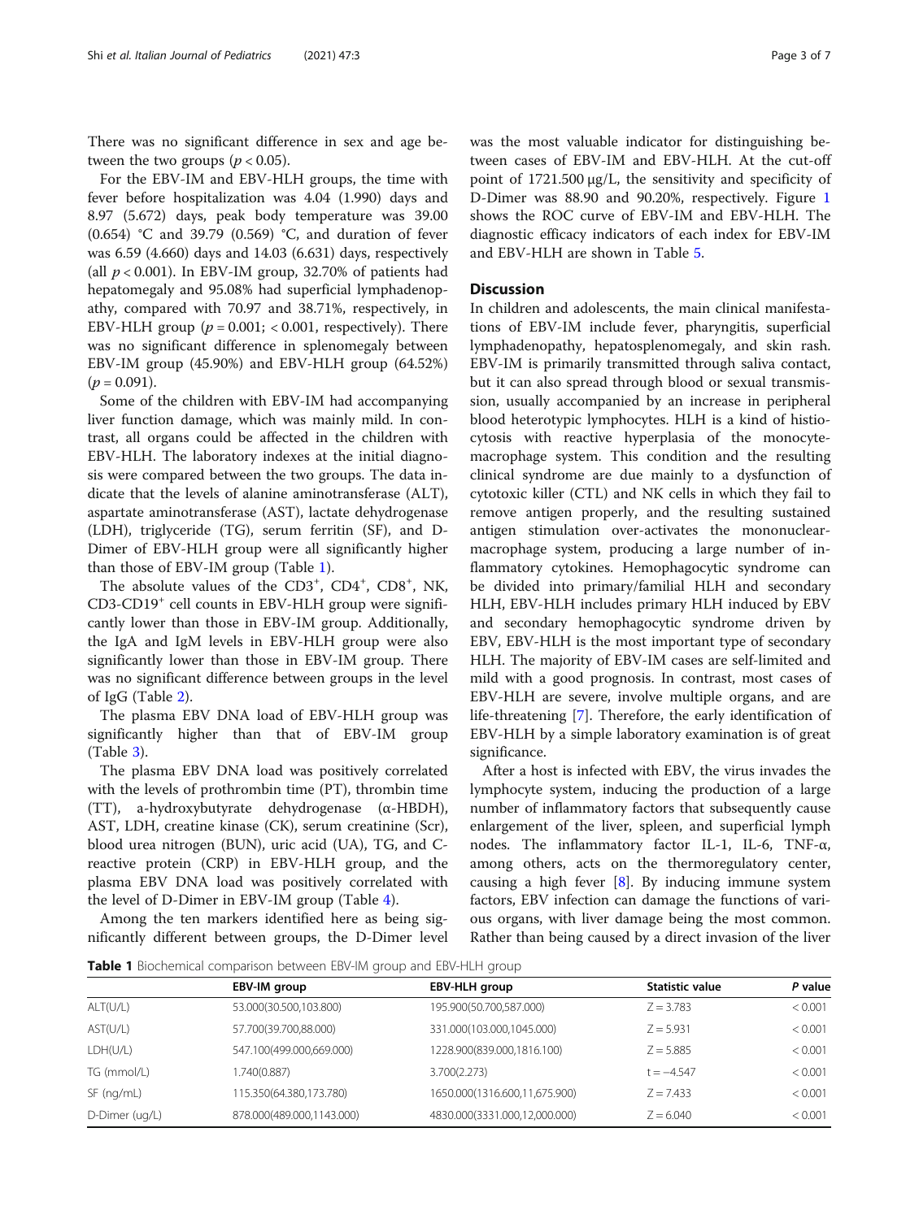There was no significant difference in sex and age between the two groups ($p < 0.05$).

For the EBV-IM and EBV-HLH groups, the time with fever before hospitalization was 4.04 (1.990) days and 8.97 (5.672) days, peak body temperature was 39.00 (0.654) °C and 39.79 (0.569) °C, and duration of fever was 6.59 (4.660) days and 14.03 (6.631) days, respectively (all $p < 0.001$). In EBV-IM group, 32.70% of patients had hepatomegaly and 95.08% had superficial lymphadenopathy, compared with 70.97 and 38.71%, respectively, in EBV-HLH group ($p = 0.001$; $< 0.001$, respectively). There was no significant difference in splenomegaly between EBV-IM group (45.90%) and EBV-HLH group (64.52%) ($p = 0.091$).

Some of the children with EBV-IM had accompanying liver function damage, which was mainly mild. In contrast, all organs could be affected in the children with EBV-HLH. The laboratory indexes at the initial diagnosis were compared between the two groups. The data indicate that the levels of alanine aminotransferase (ALT), aspartate aminotransferase (AST), lactate dehydrogenase (LDH), triglyceride (TG), serum ferritin (SF), and D-Dimer of EBV-HLH group were all significantly higher than those of EBV-IM group (Table 1).

The absolute values of the $CD3^+$, $CD4^+$, $CD8^+$, NK, CD3-$CD19^+$ cell counts in EBV-HLH group were significantly lower than those in EBV-IM group. Additionally, the IgA and IgM levels in EBV-HLH group were also significantly lower than those in EBV-IM group. There was no significant difference between groups in the level of IgG (Table 2).

The plasma EBV DNA load of EBV-HLH group was significantly higher than that of EBV-IM group (Table 3).

The plasma EBV DNA load was positively correlated with the levels of prothrombin time (PT), thrombin time (TT), a-hydroxybutyrate dehydrogenase (α-HBDH), AST, LDH, creatine kinase (CK), serum creatinine (Scr), blood urea nitrogen (BUN), uric acid (UA), TG, and C-reactive protein (CRP) in EBV-HLH group, and the plasma EBV DNA load was positively correlated with the level of D-Dimer in EBV-IM group (Table 4).

Among the ten markers identified here as being significantly different between groups, the D-Dimer level was the most valuable indicator for distinguishing between cases of EBV-IM and EBV-HLH. At the cut-off point of 1721.500 μg/L, the sensitivity and specificity of D-Dimer was 88.90 and 90.20%, respectively. Figure 1 shows the ROC curve of EBV-IM and EBV-HLH. The diagnostic efficacy indicators of each index for EBV-IM and EBV-HLH are shown in Table 5.

## Discussion

In children and adolescents, the main clinical manifestations of EBV-IM include fever, pharyngitis, superficial lymphadenopathy, hepatosplenomegaly, and skin rash. EBV-IM is primarily transmitted through saliva contact, but it can also spread through blood or sexual transmission, usually accompanied by an increase in peripheral blood heterotypic lymphocytes. HLH is a kind of histiocytosis with reactive hyperplasia of the monocyte-macrophage system. This condition and the resulting clinical syndrome are due mainly to a dysfunction of cytotoxic killer (CTL) and NK cells in which they fail to remove antigen properly, and the resulting sustained antigen stimulation over-activates the mononuclear-macrophage system, producing a large number of inflammatory cytokines. Hemophagocytic syndrome can be divided into primary/familial HLH and secondary HLH, EBV-HLH includes primary HLH induced by EBV and secondary hemophagocytic syndrome driven by EBV, EBV-HLH is the most important type of secondary HLH. The majority of EBV-IM cases are self-limited and mild with a good prognosis. In contrast, most cases of EBV-HLH are severe, involve multiple organs, and are life-threatening [7]. Therefore, the early identification of EBV-HLH by a simple laboratory examination is of great significance.

After a host is infected with EBV, the virus invades the lymphocyte system, inducing the production of a large number of inflammatory factors that subsequently cause enlargement of the liver, spleen, and superficial lymph nodes. The inflammatory factor IL-1, IL-6, TNF-α, among others, acts on the thermoregulatory center, causing a high fever [8]. By inducing immune system factors, EBV infection can damage the functions of various organs, with liver damage being the most common. Rather than being caused by a direct invasion of the liver

**Table 1** Biochemical comparison between EBV-IM group and EBV-HLH group

| | EBV-IM group | EBV-HLH group | Statistic value | P value |
|---|---|---|---|---|
| ALT(U/L) | 53.000(30.500,103.800) | 195.900(50.700,587.000) | Z = 3.783 | < 0.001 |
| AST(U/L) | 57.700(39.700,88.000) | 331.000(103.000,1045.000) | Z = 5.931 | < 0.001 |
| LDH(U/L) | 547.100(499.000,669.000) | 1228.900(839.000,1816.100) | Z = 5.885 | < 0.001 |
| TG (mmol/L) | 1.740(0.887) | 3.700(2.273) | t = −4.547 | < 0.001 |
| SF (ng/mL) | 115.350(64.380,173.780) | 1650.000(1316.600,11,675.900) | Z = 7.433 | < 0.001 |
| D-Dimer (ug/L) | 878.000(489.000,1143.000) | 4830.000(3331.000,12,000.000) | Z = 6.040 | < 0.001 |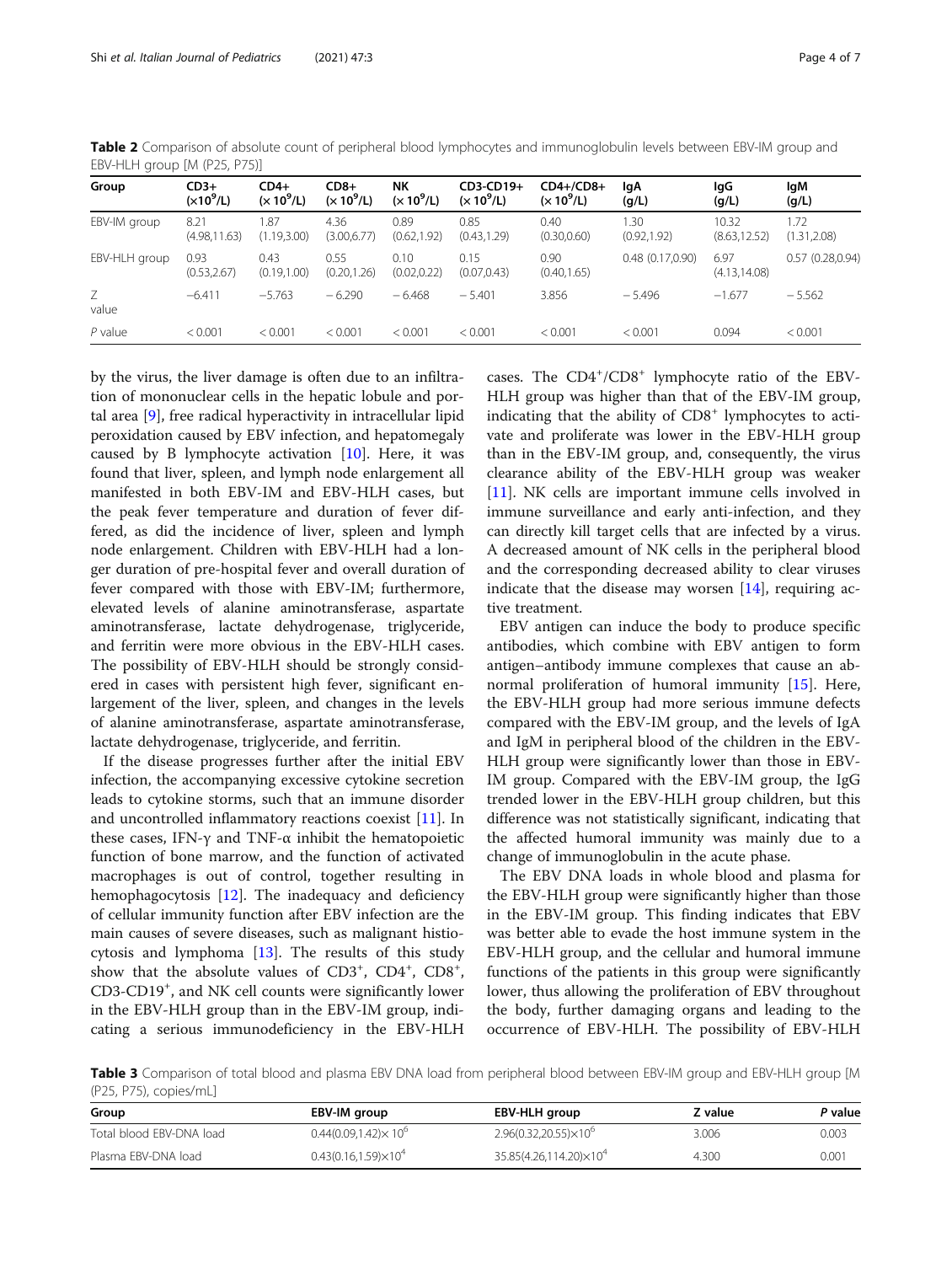**Table 2** Comparison of absolute count of peripheral blood lymphocytes and immunoglobulin levels between EBV-IM group and EBV-HLH group [M (P25, P75)]

| Group | CD3+ ($\times 10^9$/L) | CD4+ ($\times 10^9$/L) | CD8+ ($\times 10^9$/L) | NK ($\times 10^9$/L) | CD3-CD19+ ($\times 10^9$/L) | CD4+/CD8+ ($\times 10^9$/L) | IgA (g/L) | IgG (g/L) | IgM (g/L) |
|---|---|---|---|---|---|---|---|---|---|
| EBV-IM group | 8.21 (4.98,11.63) | 1.87 (1.19,3.00) | 4.36 (3.00,6.77) | 0.89 (0.62,1.92) | 0.85 (0.43,1.29) | 0.40 (0.30,0.60) | 1.30 (0.92,1.92) | 10.32 (8.63,12.52) | 1.72 (1.31,2.08) |
| EBV-HLH group | 0.93 (0.53,2.67) | 0.43 (0.19,1.00) | 0.55 (0.20,1.26) | 0.10 (0.02,0.22) | 0.15 (0.07,0.43) | 0.90 (0.40,1.65) | 0.48 (0.17,0.90) | 6.97 (4.13,14.08) | 0.57 (0.28,0.94) |
| Z value | −6.411 | −5.763 | −6.290 | −6.468 | −5.401 | 3.856 | −5.496 | −1.677 | −5.562 |
| P value | < 0.001 | < 0.001 | < 0.001 | < 0.001 | < 0.001 | < 0.001 | < 0.001 | 0.094 | < 0.001 |

by the virus, the liver damage is often due to an infiltration of mononuclear cells in the hepatic lobule and portal area [9], free radical hyperactivity in intracellular lipid peroxidation caused by EBV infection, and hepatomegaly caused by B lymphocyte activation [10]. Here, it was found that liver, spleen, and lymph node enlargement all manifested in both EBV-IM and EBV-HLH cases, but the peak fever temperature and duration of fever differed, as did the incidence of liver, spleen and lymph node enlargement. Children with EBV-HLH had a longer duration of pre-hospital fever and overall duration of fever compared with those with EBV-IM; furthermore, elevated levels of alanine aminotransferase, aspartate aminotransferase, lactate dehydrogenase, triglyceride, and ferritin were more obvious in the EBV-HLH cases. The possibility of EBV-HLH should be strongly considered in cases with persistent high fever, significant enlargement of the liver, spleen, and changes in the levels of alanine aminotransferase, aspartate aminotransferase, lactate dehydrogenase, triglyceride, and ferritin.

If the disease progresses further after the initial EBV infection, the accompanying excessive cytokine secretion leads to cytokine storms, such that an immune disorder and uncontrolled inflammatory reactions coexist [11]. In these cases, IFN-γ and TNF-α inhibit the hematopoietic function of bone marrow, and the function of activated macrophages is out of control, together resulting in hemophagocytosis [12]. The inadequacy and deficiency of cellular immunity function after EBV infection are the main causes of severe diseases, such as malignant histiocytosis and lymphoma [13]. The results of this study show that the absolute values of $CD3^+$, $CD4^+$, $CD8^+$, CD3-$CD19^+$, and NK cell counts were significantly lower in the EBV-HLH group than in the EBV-IM group, indicating a serious immunodeficiency in the EBV-HLH cases. The $CD4^+$/$CD8^+$ lymphocyte ratio of the EBV-HLH group was higher than that of the EBV-IM group, indicating that the ability of $CD8^+$ lymphocytes to activate and proliferate was lower in the EBV-HLH group than in the EBV-IM group, and, consequently, the virus clearance ability of the EBV-HLH group was weaker [11]. NK cells are important immune cells involved in immune surveillance and early anti-infection, and they can directly kill target cells that are infected by a virus. A decreased amount of NK cells in the peripheral blood and the corresponding decreased ability to clear viruses indicate that the disease may worsen [14], requiring active treatment.

EBV antigen can induce the body to produce specific antibodies, which combine with EBV antigen to form antigen–antibody immune complexes that cause an abnormal proliferation of humoral immunity [15]. Here, the EBV-HLH group had more serious immune defects compared with the EBV-IM group, and the levels of IgA and IgM in peripheral blood of the children in the EBV-HLH group were significantly lower than those in EBV-IM group. Compared with the EBV-IM group, the IgG trended lower in the EBV-HLH group children, but this difference was not statistically significant, indicating that the affected humoral immunity was mainly due to a change of immunoglobulin in the acute phase.

The EBV DNA loads in whole blood and plasma for the EBV-HLH group were significantly higher than those in the EBV-IM group. This finding indicates that EBV was better able to evade the host immune system in the EBV-HLH group, and the cellular and humoral immune functions of the patients in this group were significantly lower, thus allowing the proliferation of EBV throughout the body, further damaging organs and leading to the occurrence of EBV-HLH. The possibility of EBV-HLH

**Table 3** Comparison of total blood and plasma EBV DNA load from peripheral blood between EBV-IM group and EBV-HLH group [M (P25, P75), copies/mL]

| Group | EBV-IM group | EBV-HLH group | Z value | P value |
|---|---|---|---|---|
| Total blood EBV-DNA load | $0.44(0.09,1.42)\times 10^6$ | $2.96(0.32,20.55)\times 10^6$ | 3.006 | 0.003 |
| Plasma EBV-DNA load | $0.43(0.16,1.59)\times 10^4$ | $35.85(4.26,114.20)\times 10^4$ | 4.300 | 0.001 |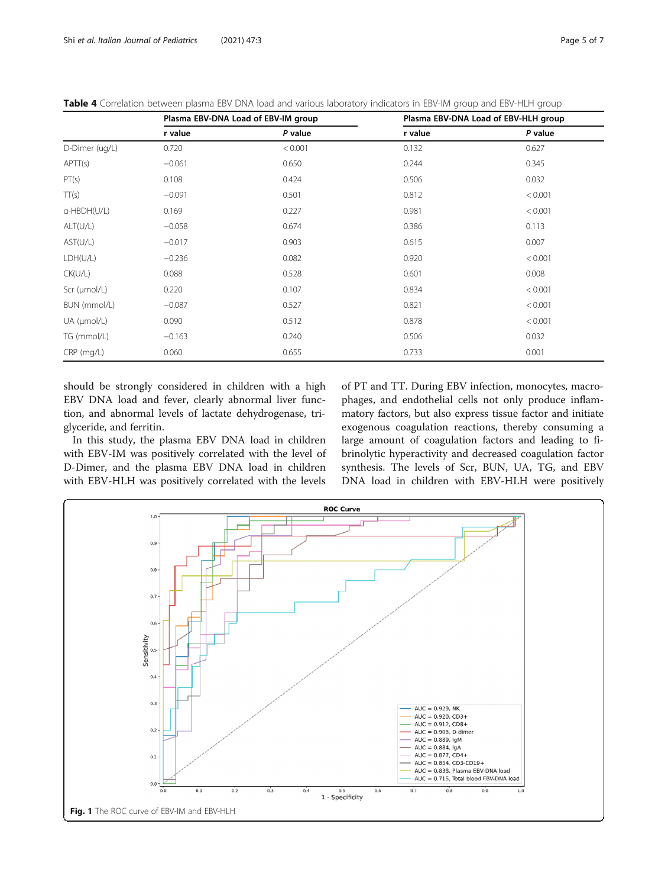**Table 4** Correlation between plasma EBV DNA load and various laboratory indicators in EBV-IM group and EBV-HLH group

| | Plasma EBV-DNA Load of EBV-IM group | | Plasma EBV-DNA Load of EBV-HLH group | |
|---|---|---|---|---|
| | r value | *P* value | r value | *P* value |
| D-Dimer (ug/L) | 0.720 | < 0.001 | 0.132 | 0.627 |
| APTT(s) | −0.061 | 0.650 | 0.244 | 0.345 |
| PT(s) | 0.108 | 0.424 | 0.506 | 0.032 |
| TT(s) | −0.091 | 0.501 | 0.812 | < 0.001 |
| α-HBDH(U/L) | 0.169 | 0.227 | 0.981 | < 0.001 |
| ALT(U/L) | −0.058 | 0.674 | 0.386 | 0.113 |
| AST(U/L) | −0.017 | 0.903 | 0.615 | 0.007 |
| LDH(U/L) | −0.236 | 0.082 | 0.920 | < 0.001 |
| CK(U/L) | 0.088 | 0.528 | 0.601 | 0.008 |
| Scr (μmol/L) | 0.220 | 0.107 | 0.834 | < 0.001 |
| BUN (mmol/L) | −0.087 | 0.527 | 0.821 | < 0.001 |
| UA (μmol/L) | 0.090 | 0.512 | 0.878 | < 0.001 |
| TG (mmol/L) | −0.163 | 0.240 | 0.506 | 0.032 |
| CRP (mg/L) | 0.060 | 0.655 | 0.733 | 0.001 |

should be strongly considered in children with a high EBV DNA load and fever, clearly abnormal liver function, and abnormal levels of lactate dehydrogenase, triglyceride, and ferritin.

In this study, the plasma EBV DNA load in children with EBV-IM was positively correlated with the level of D-Dimer, and the plasma EBV DNA load in children with EBV-HLH was positively correlated with the levels of PT and TT. During EBV infection, monocytes, macrophages, and endothelial cells not only produce inflammatory factors, but also express tissue factor and initiate exogenous coagulation reactions, thereby consuming a large amount of coagulation factors and leading to fibrinolytic hyperactivity and decreased coagulation factor synthesis. The levels of Scr, BUN, UA, TG, and EBV DNA load in children with EBV-HLH were positively

**Fig. 1** The ROC curve of EBV-IM and EBV-HLH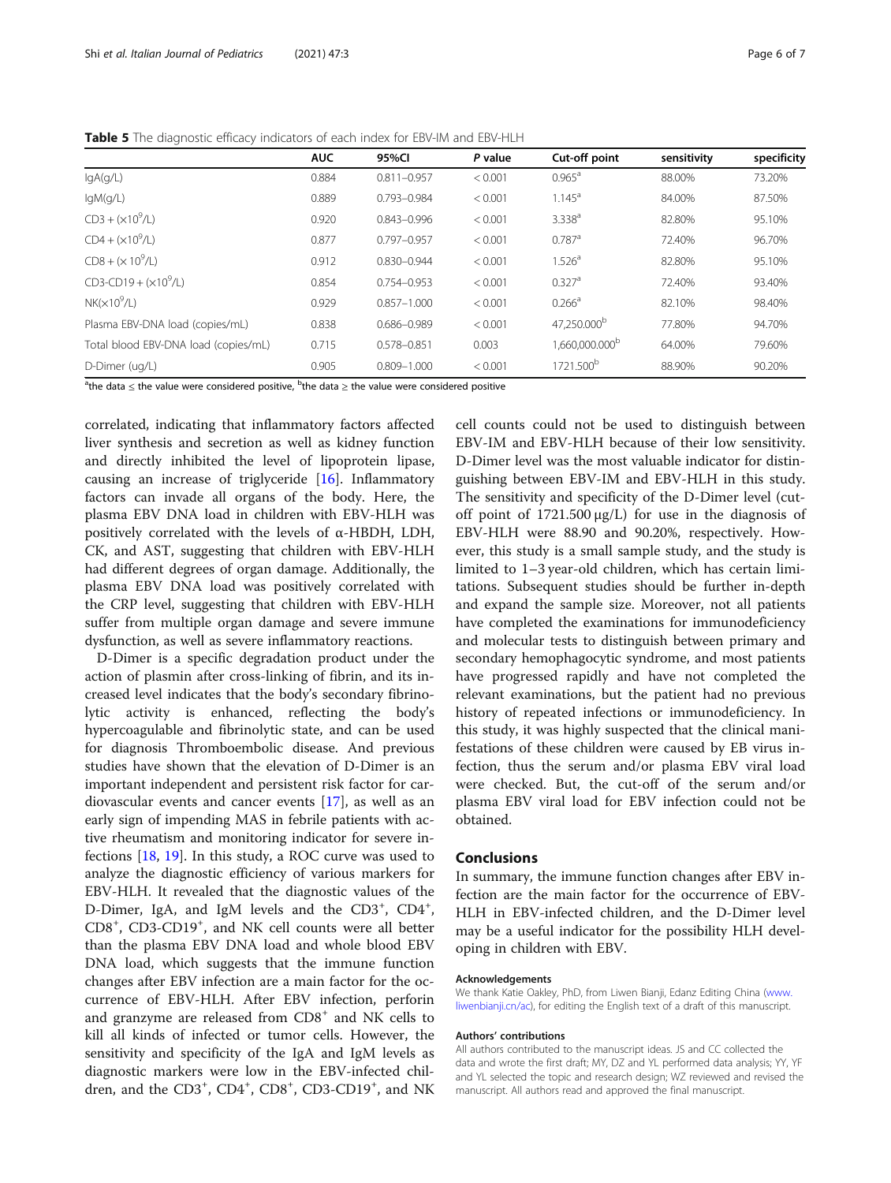**Table 5** The diagnostic efficacy indicators of each index for EBV-IM and EBV-HLH

| | AUC | 95%CI | *P* value | Cut-off point | sensitivity | specificity |
|---|---|---|---|---|---|---|
| IgA(g/L) | 0.884 | 0.811–0.957 | < 0.001 | 0.965[a] | 88.00% | 73.20% |
| IgM(g/L) | 0.889 | 0.793–0.984 | < 0.001 | 1.145[a] | 84.00% | 87.50% |
| CD3 + ($\times 10^9$/L) | 0.920 | 0.843–0.996 | < 0.001 | 3.338[a] | 82.80% | 95.10% |
| CD4 + ($\times 10^9$/L) | 0.877 | 0.797–0.957 | < 0.001 | 0.787[a] | 72.40% | 96.70% |
| CD8 + ($\times 10^9$/L) | 0.912 | 0.830–0.944 | < 0.001 | 1.526[a] | 82.80% | 95.10% |
| CD3-CD19 + ($\times 10^9$/L) | 0.854 | 0.754–0.953 | < 0.001 | 0.327[a] | 72.40% | 93.40% |
| NK($\times 10^9$/L) | 0.929 | 0.857–1.000 | < 0.001 | 0.266[a] | 82.10% | 98.40% |
| Plasma EBV-DNA load (copies/mL) | 0.838 | 0.686–0.989 | < 0.001 | 47,250.000[b] | 77.80% | 94.70% |
| Total blood EBV-DNA load (copies/mL) | 0.715 | 0.578–0.851 | 0.003 | 1,660,000.000[b] | 64.00% | 79.60% |
| D-Dimer (ug/L) | 0.905 | 0.809–1.000 | < 0.001 | 1721.500[b] | 88.90% | 90.20% |

[a]the data ≤ the value were considered positive, [b]the data ≥ the value were considered positive

correlated, indicating that inflammatory factors affected liver synthesis and secretion as well as kidney function and directly inhibited the level of lipoprotein lipase, causing an increase of triglyceride [16]. Inflammatory factors can invade all organs of the body. Here, the plasma EBV DNA load in children with EBV-HLH was positively correlated with the levels of α-HBDH, LDH, CK, and AST, suggesting that children with EBV-HLH had different degrees of organ damage. Additionally, the plasma EBV DNA load was positively correlated with the CRP level, suggesting that children with EBV-HLH suffer from multiple organ damage and severe immune dysfunction, as well as severe inflammatory reactions.

D-Dimer is a specific degradation product under the action of plasmin after cross-linking of fibrin, and its increased level indicates that the body's secondary fibrinolytic activity is enhanced, reflecting the body's hypercoagulable and fibrinolytic state, and can be used for diagnosis Thromboembolic disease. And previous studies have shown that the elevation of D-Dimer is an important independent and persistent risk factor for cardiovascular events and cancer events [17], as well as an early sign of impending MAS in febrile patients with active rheumatism and monitoring indicator for severe infections [18, 19]. In this study, a ROC curve was used to analyze the diagnostic efficiency of various markers for EBV-HLH. It revealed that the diagnostic values of the D-Dimer, IgA, and IgM levels and the $CD3^+$, $CD4^+$, $CD8^+$, CD3-$CD19^+$, and NK cell counts were all better than the plasma EBV DNA load and whole blood EBV DNA load, which suggests that the immune function changes after EBV infection are a main factor for the occurrence of EBV-HLH. After EBV infection, perforin and granzyme are released from $CD8^+$ and NK cells to kill all kinds of infected or tumor cells. However, the sensitivity and specificity of the IgA and IgM levels as diagnostic markers were low in the EBV-infected children, and the $CD3^+$, $CD4^+$, $CD8^+$, CD3-$CD19^+$, and NK cell counts could not be used to distinguish between EBV-IM and EBV-HLH because of their low sensitivity. D-Dimer level was the most valuable indicator for distinguishing between EBV-IM and EBV-HLH in this study. The sensitivity and specificity of the D-Dimer level (cut-off point of 1721.500 μg/L) for use in the diagnosis of EBV-HLH were 88.90 and 90.20%, respectively. However, this study is a small sample study, and the study is limited to 1–3 year-old children, which has certain limitations. Subsequent studies should be further in-depth and expand the sample size. Moreover, not all patients have completed the examinations for immunodeficiency and molecular tests to distinguish between primary and secondary hemophagocytic syndrome, and most patients have progressed rapidly and have not completed the relevant examinations, but the patient had no previous history of repeated infections or immunodeficiency. In this study, it was highly suspected that the clinical manifestations of these children were caused by EB virus infection, thus the serum and/or plasma EBV viral load were checked. But, the cut-off of the serum and/or plasma EBV viral load for EBV infection could not be obtained.

## Conclusions

In summary, the immune function changes after EBV infection are the main factor for the occurrence of EBV-HLH in EBV-infected children, and the D-Dimer level may be a useful indicator for the possibility HLH developing in children with EBV.

### Acknowledgements

We thank Katie Oakley, PhD, from Liwen Bianji, Edanz Editing China (www.liwenbianji.cn/ac), for editing the English text of a draft of this manuscript.

### Authors' contributions

All authors contributed to the manuscript ideas. JS and CC collected the data and wrote the first draft; MY, DZ and YL performed data analysis; YY, YF and YL selected the topic and research design; WZ reviewed and revised the manuscript. All authors read and approved the final manuscript.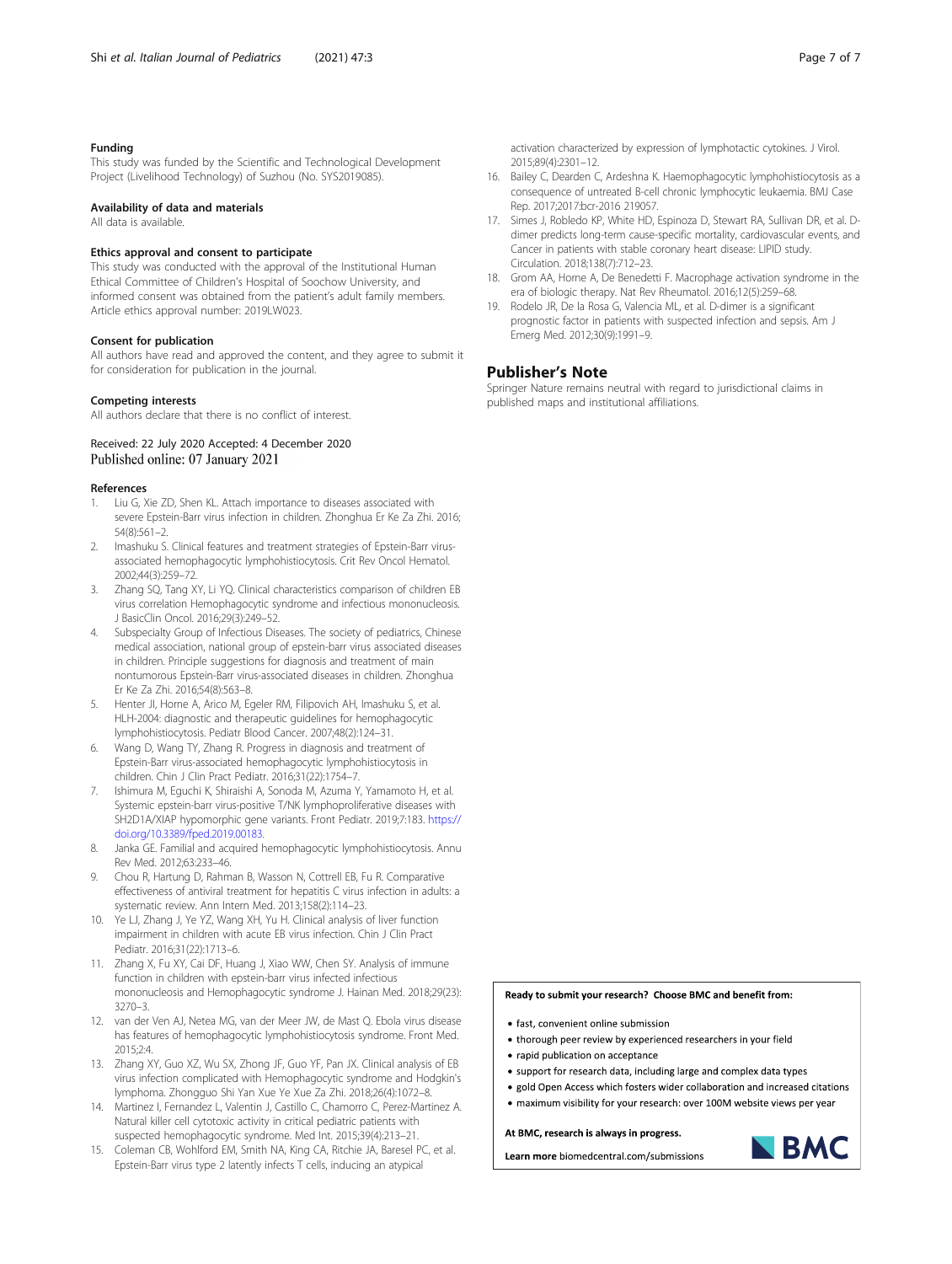### Funding

This study was funded by the Scientific and Technological Development Project (Livelihood Technology) of Suzhou (No. SYS2019085).

### Availability of data and materials

All data is available.

### Ethics approval and consent to participate

This study was conducted with the approval of the Institutional Human Ethical Committee of Children's Hospital of Soochow University, and informed consent was obtained from the patient's adult family members. Article ethics approval number: 2019LW023.

### Consent for publication

All authors have read and approved the content, and they agree to submit it for consideration for publication in the journal.

### Competing interests

All authors declare that there is no conflict of interest.

Received: 22 July 2020 Accepted: 4 December 2020
Published online: 07 January 2021

### References

1. Liu G, Xie ZD, Shen KL. Attach importance to diseases associated with severe Epstein-Barr virus infection in children. Zhonghua Er Ke Za Zhi. 2016; 54(8):561–2.
2. Imashuku S. Clinical features and treatment strategies of Epstein-Barr virus-associated hemophagocytic lymphohistiocytosis. Crit Rev Oncol Hematol. 2002;44(3):259–72.
3. Zhang SQ, Tang XY, Li YQ. Clinical characteristics comparison of children EB virus correlation Hemophagocytic syndrome and infectious mononucleosis. J BasicClin Oncol. 2016;29(3):249–52.
4. Subspecialty Group of Infectious Diseases. The society of pediatrics, Chinese medical association, national group of epstein-barr virus associated diseases in children. Principle suggestions for diagnosis and treatment of main nontumorous Epstein-Barr virus-associated diseases in children. Zhonghua Er Ke Za Zhi. 2016;54(8):563–8.
5. Henter JI, Horne A, Arico M, Egeler RM, Filipovich AH, Imashuku S, et al. HLH-2004: diagnostic and therapeutic guidelines for hemophagocytic lymphohistiocytosis. Pediatr Blood Cancer. 2007;48(2):124–31.
6. Wang D, Wang TY, Zhang R. Progress in diagnosis and treatment of Epstein-Barr virus-associated hemophagocytic lymphohistiocytosis in children. Chin J Clin Pract Pediatr. 2016;31(22):1754–7.
7. Ishimura M, Eguchi K, Shiraishi A, Sonoda M, Azuma Y, Yamamoto H, et al. Systemic epstein-barr virus-positive T/NK lymphoproliferative diseases with SH2D1A/XIAP hypomorphic gene variants. Front Pediatr. 2019;7:183. https://doi.org/10.3389/fped.2019.00183.
8. Janka GE. Familial and acquired hemophagocytic lymphohistiocytosis. Annu Rev Med. 2012;63:233–46.
9. Chou R, Hartung D, Rahman B, Wasson N, Cottrell EB, Fu R. Comparative effectiveness of antiviral treatment for hepatitis C virus infection in adults: a systematic review. Ann Intern Med. 2013;158(2):114–23.
10. Ye LJ, Zhang J, Ye YZ, Wang XH, Yu H. Clinical analysis of liver function impairment in children with acute EB virus infection. Chin J Clin Pract Pediatr. 2016;31(22):1713–6.
11. Zhang X, Fu XY, Cai DF, Huang J, Xiao WW, Chen SY. Analysis of immune function in children with epstein-barr virus infected infectious mononucleosis and Hemophagocytic syndrome J. Hainan Med. 2018;29(23): 3270–3.
12. van der Ven AJ, Netea MG, van der Meer JW, de Mast Q. Ebola virus disease has features of hemophagocytic lymphohistiocytosis syndrome. Front Med. 2015;2:4.
13. Zhang XY, Guo XZ, Wu SX, Zhong JF, Guo YF, Pan JX. Clinical analysis of EB virus infection complicated with Hemophagocytic syndrome and Hodgkin's lymphoma. Zhongguo Shi Yan Xue Ye Xue Za Zhi. 2018;26(4):1072–8.
14. Martinez I, Fernandez L, Valentin J, Castillo C, Chamorro C, Perez-Martinez A. Natural killer cell cytotoxic activity in critical pediatric patients with suspected hemophagocytic syndrome. Med Int. 2015;39(4):213–21.
15. Coleman CB, Wohlford EM, Smith NA, King CA, Ritchie JA, Baresel PC, et al. Epstein-Barr virus type 2 latently infects T cells, inducing an atypical activation characterized by expression of lymphotactic cytokines. J Virol. 2015;89(4):2301–12.
16. Bailey C, Dearden C, Ardeshna K. Haemophagocytic lymphohistiocytosis as a consequence of untreated B-cell chronic lymphocytic leukaemia. BMJ Case Rep. 2017;2017:bcr-2016 219057.
17. Simes J, Robledo KP, White HD, Espinoza D, Stewart RA, Sullivan DR, et al. D-dimer predicts long-term cause-specific mortality, cardiovascular events, and Cancer in patients with stable coronary heart disease: LIPID study. Circulation. 2018;138(7):712–23.
18. Grom AA, Horne A, De Benedetti F. Macrophage activation syndrome in the era of biologic therapy. Nat Rev Rheumatol. 2016;12(5):259–68.
19. Rodelo JR, De la Rosa G, Valencia ML, et al. D-dimer is a significant prognostic factor in patients with suspected infection and sepsis. Am J Emerg Med. 2012;30(9):1991–9.

## Publisher's Note

Springer Nature remains neutral with regard to jurisdictional claims in published maps and institutional affiliations.

**Ready to submit your research? Choose BMC and benefit from:**

- fast, convenient online submission
- thorough peer review by experienced researchers in your field
- rapid publication on acceptance
- support for research data, including large and complex data types
- gold Open Access which fosters wider collaboration and increased citations
- maximum visibility for your research: over 100M website views per year

**At BMC, research is always in progress.**

**Learn more** biomedcentral.com/submissions

BMC